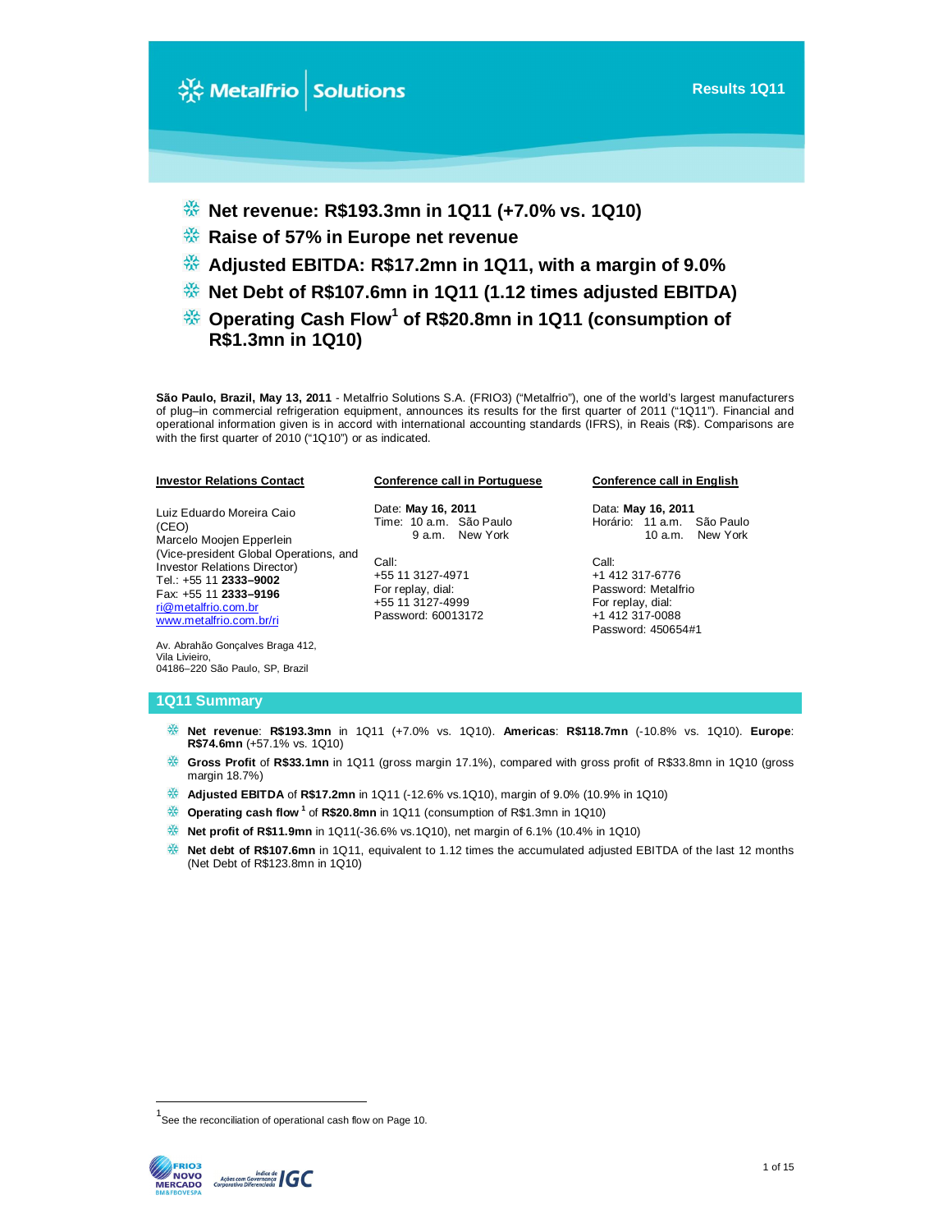# Results 1Q11

- **Net revenue: R$193.3mn in 1Q11 (+7.0% vs. 1Q10)**
- **Raise of 57% in Europe net revenue**
- **Adjusted EBITDA: R$17.2mn in 1Q11, with a margin of 9.0%**
- **Net Debt of R$107.6mn in 1Q11 (1.12 times adjusted EBITDA)**
- **Operating Cash Flow[1] of R$20.8mn in 1Q11 (consumption of R$1.3mn in 1Q10)**

**São Paulo, Brazil, May 13, 2011** - Metalfrio Solutions S.A. (FRIO3) ("Metalfrio"), one of the world's largest manufacturers of plug–in commercial refrigeration equipment, announces its results for the first quarter of 2011 ("1Q11"). Financial and operational information given is in accord with international accounting standards (IFRS), in Reais (R$). Comparisons are with the first quarter of 2010 ("1Q10") or as indicated.

**Investor Relations Contact**

Luiz Eduardo Moreira Caio
(CEO)
Marcelo Moojen Epperlein
(Vice-president Global Operations, and Investor Relations Director)
Tel.: +55 11 **2333–9002**
Fax: +55 11 **2333–9196**
ri@metalfrio.com.br
www.metalfrio.com.br/ri

Av. Abrahão Gonçalves Braga 412,
Vila Livieiro,
04186–220 São Paulo, SP, Brazil

**Conference call in Portuguese**

Date: **May 16, 2011**
Time: 10 a.m. São Paulo
9 a.m. New York

Call:
+55 11 3127-4971
For replay, dial:
+55 11 3127-4999
Password: 60013172

**Conference call in English**

Data: **May 16, 2011**
Horário: 11 a.m. São Paulo
10 a.m. New York

Call:
+1 412 317-6776
Password: Metalfrio
For replay, dial:
+1 412 317-0088
Password: 450654#1

## 1Q11 Summary

- **Net revenue**: **R$193.3mn** in 1Q11 (+7.0% vs. 1Q10). **Americas**: **R$118.7mn** (-10.8% vs. 1Q10). **Europe**: **R$74.6mn** (+57.1% vs. 1Q10)
- **Gross Profit** of **R$33.1mn** in 1Q11 (gross margin 17.1%), compared with gross profit of R$33.8mn in 1Q10 (gross margin 18.7%)
- **Adjusted EBITDA** of **R$17.2mn** in 1Q11 (-12.6% vs.1Q10), margin of 9.0% (10.9% in 1Q10)
- **Operating cash flow [1]** of **R$20.8mn** in 1Q11 (consumption of R$1.3mn in 1Q10)
- **Net profit of R$11.9mn** in 1Q11(-36.6% vs.1Q10), net margin of 6.1% (10.4% in 1Q10)
- **Net debt of R$107.6mn** in 1Q11, equivalent to 1.12 times the accumulated adjusted EBITDA of the last 12 months (Net Debt of R$123.8mn in 1Q10)

[1] See the reconciliation of operational cash flow on Page 10.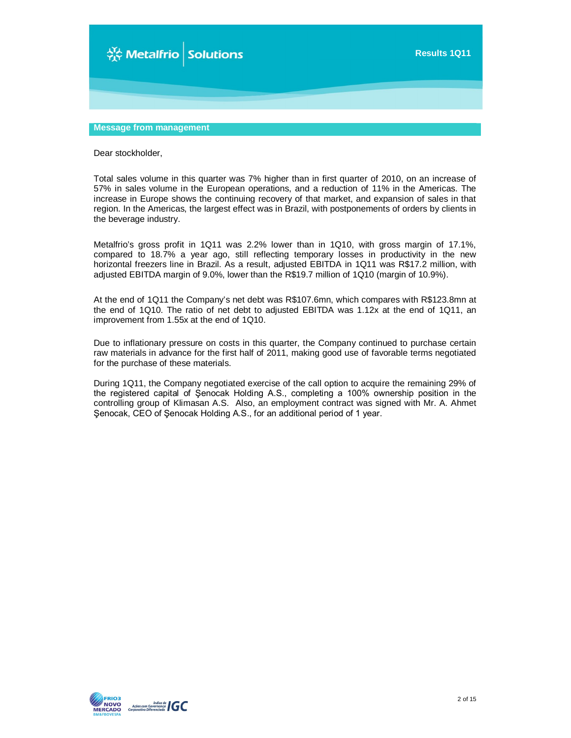## Message from management

Dear stockholder,

Total sales volume in this quarter was 7% higher than in first quarter of 2010, on an increase of 57% in sales volume in the European operations, and a reduction of 11% in the Americas. The increase in Europe shows the continuing recovery of that market, and expansion of sales in that region. In the Americas, the largest effect was in Brazil, with postponements of orders by clients in the beverage industry.

Metalfrio's gross profit in 1Q11 was 2.2% lower than in 1Q10, with gross margin of 17.1%, compared to 18.7% a year ago, still reflecting temporary losses in productivity in the new horizontal freezers line in Brazil. As a result, adjusted EBITDA in 1Q11 was R$17.2 million, with adjusted EBITDA margin of 9.0%, lower than the R$19.7 million of 1Q10 (margin of 10.9%).

At the end of 1Q11 the Company's net debt was R$107.6mn, which compares with R$123.8mn at the end of 1Q10. The ratio of net debt to adjusted EBITDA was 1.12x at the end of 1Q11, an improvement from 1.55x at the end of 1Q10.

Due to inflationary pressure on costs in this quarter, the Company continued to purchase certain raw materials in advance for the first half of 2011, making good use of favorable terms negotiated for the purchase of these materials.

During 1Q11, the Company negotiated exercise of the call option to acquire the remaining 29% of the registered capital of Şenocak Holding A.S., completing a 100% ownership position in the controlling group of Klimasan A.S. Also, an employment contract was signed with Mr. A. Ahmet Şenocak, CEO of Şenocak Holding A.S., for an additional period of 1 year.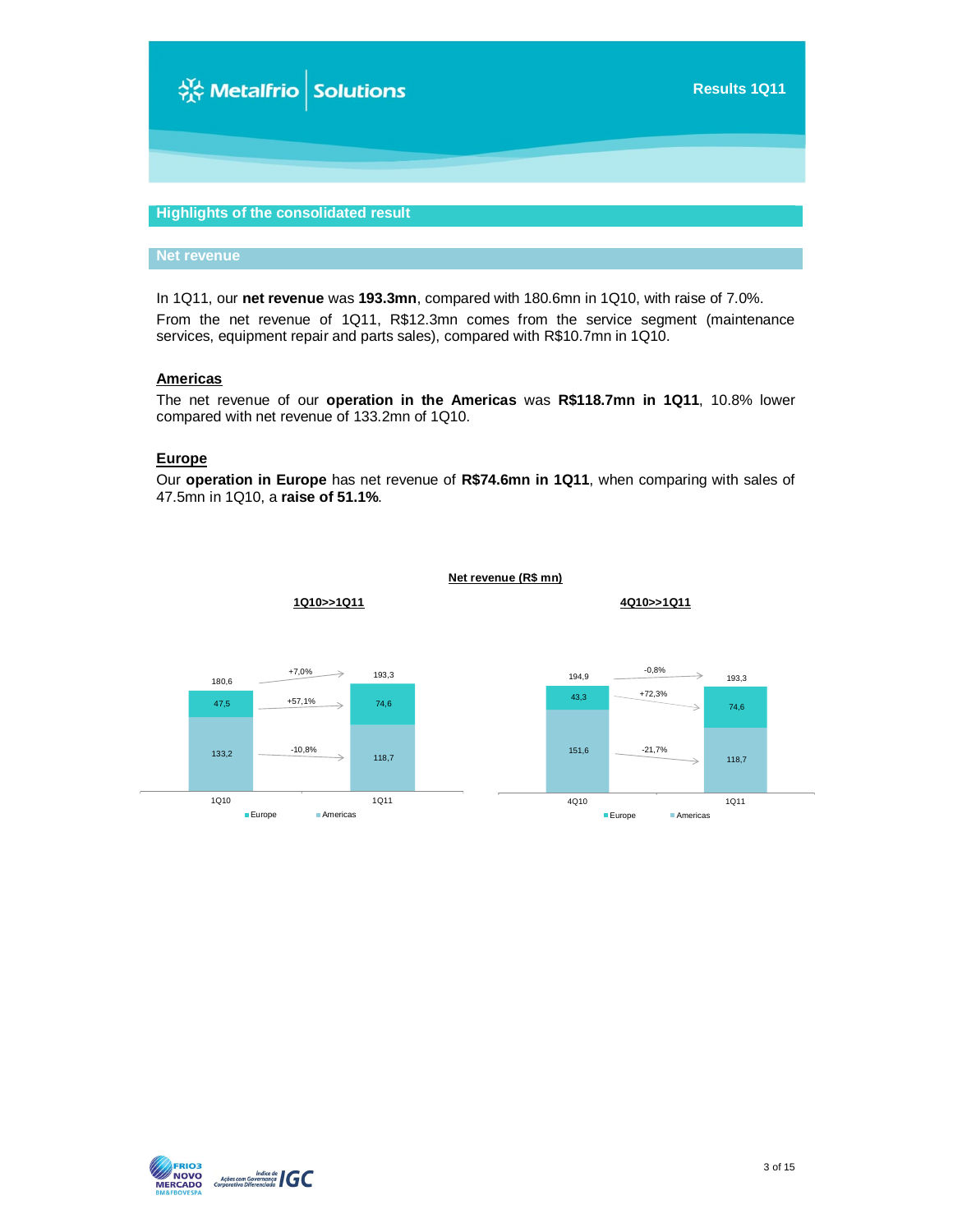## Highlights of the consolidated result

### Net revenue

In 1Q11, our **net revenue** was **193.3mn**, compared with 180.6mn in 1Q10, with raise of 7.0%.

From the net revenue of 1Q11, R$12.3mn comes from the service segment (maintenance services, equipment repair and parts sales), compared with R$10.7mn in 1Q10.

**Americas**

The net revenue of our **operation in the Americas** was **R$118.7mn in 1Q11**, 10.8% lower compared with net revenue of 133.2mn of 1Q10.

**Europe**

Our **operation in Europe** has net revenue of **R$74.6mn in 1Q11**, when comparing with sales of 47.5mn in 1Q10, a **raise of 51.1%**.

**Net revenue (R$ mn)**

**1Q10>>1Q11**

| | 1Q10 | Change | 1Q11 |
|---|---|---|---|
| Europe | 47,5 | +57,1% | 74,6 |
| Americas | 133,2 | -10,8% | 118,7 |
| Total | 180,6 | +7,0% | 193,3 |

**4Q10>>1Q11**

| | 4Q10 | Change | 1Q11 |
|---|---|---|---|
| Europe | 43,3 | +72,3% | 74,6 |
| Americas | 151,6 | -21,7% | 118,7 |
| Total | 194,9 | -0,8% | 193,3 |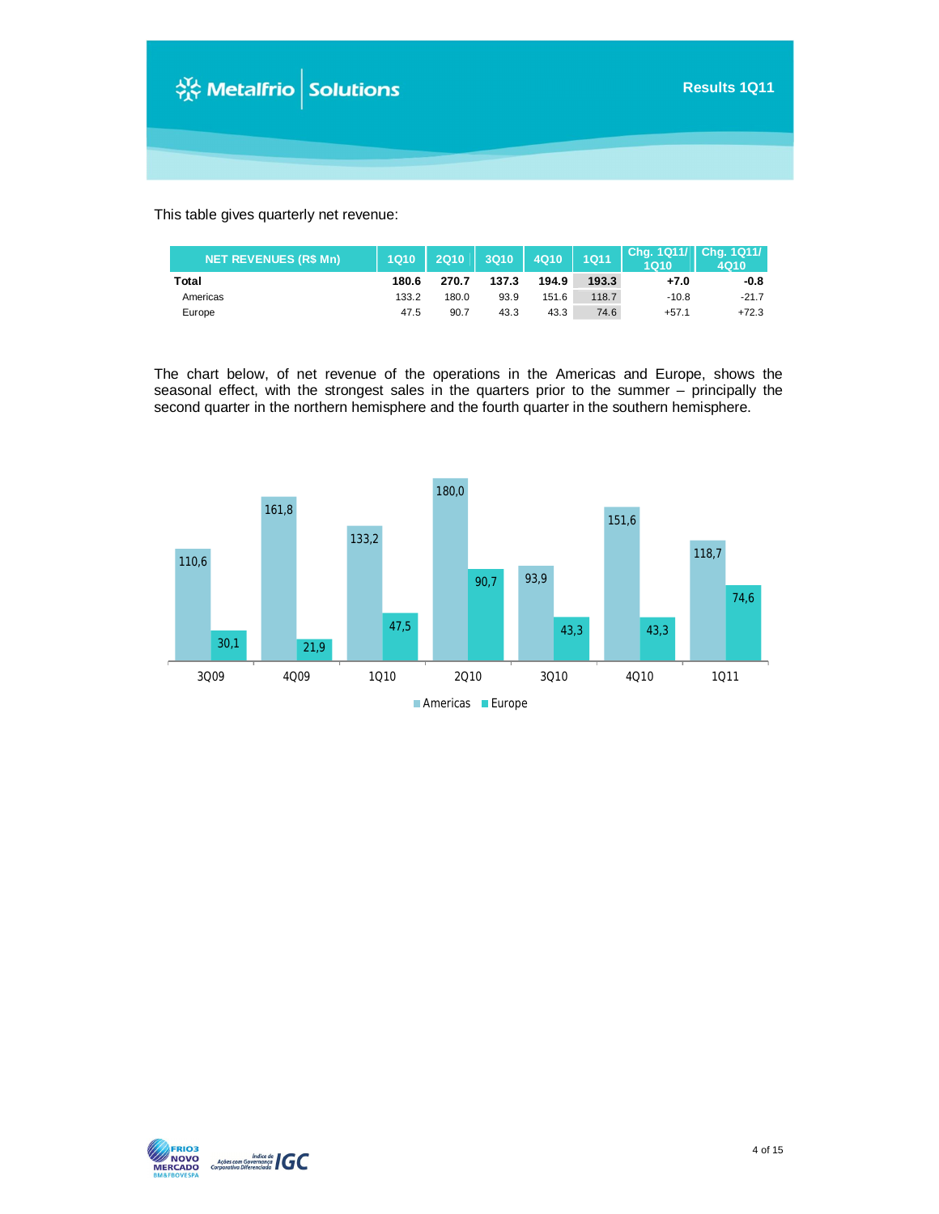This table gives quarterly net revenue:

| NET REVENUES (R$ Mn) | 1Q10 | 2Q10 | 3Q10 | 4Q10 | 1Q11 | Chg. 1Q11/ 1Q10 | Chg. 1Q11/ 4Q10 |
|---|---|---|---|---|---|---|---|
| **Total** | **180.6** | **270.7** | **137.3** | **194.9** | **193.3** | **+7.0** | **-0.8** |
| Americas | 133.2 | 180.0 | 93.9 | 151.6 | 118.7 | -10.8 | -21.7 |
| Europe | 47.5 | 90.7 | 43.3 | 43.3 | 74.6 | +57.1 | +72.3 |

The chart below, of net revenue of the operations in the Americas and Europe, shows the seasonal effect, with the strongest sales in the quarters prior to the summer – principally the second quarter in the northern hemisphere and the fourth quarter in the southern hemisphere.

| | 3Q09 | 4Q09 | 1Q10 | 2Q10 | 3Q10 | 4Q10 | 1Q11 |
|---|---|---|---|---|---|---|---|
| Americas | 110,6 | 161,8 | 133,2 | 180,0 | 93,9 | 151,6 | 118,7 |
| Europe | 30,1 | 21,9 | 47,5 | 90,7 | 43,3 | 43,3 | 74,6 |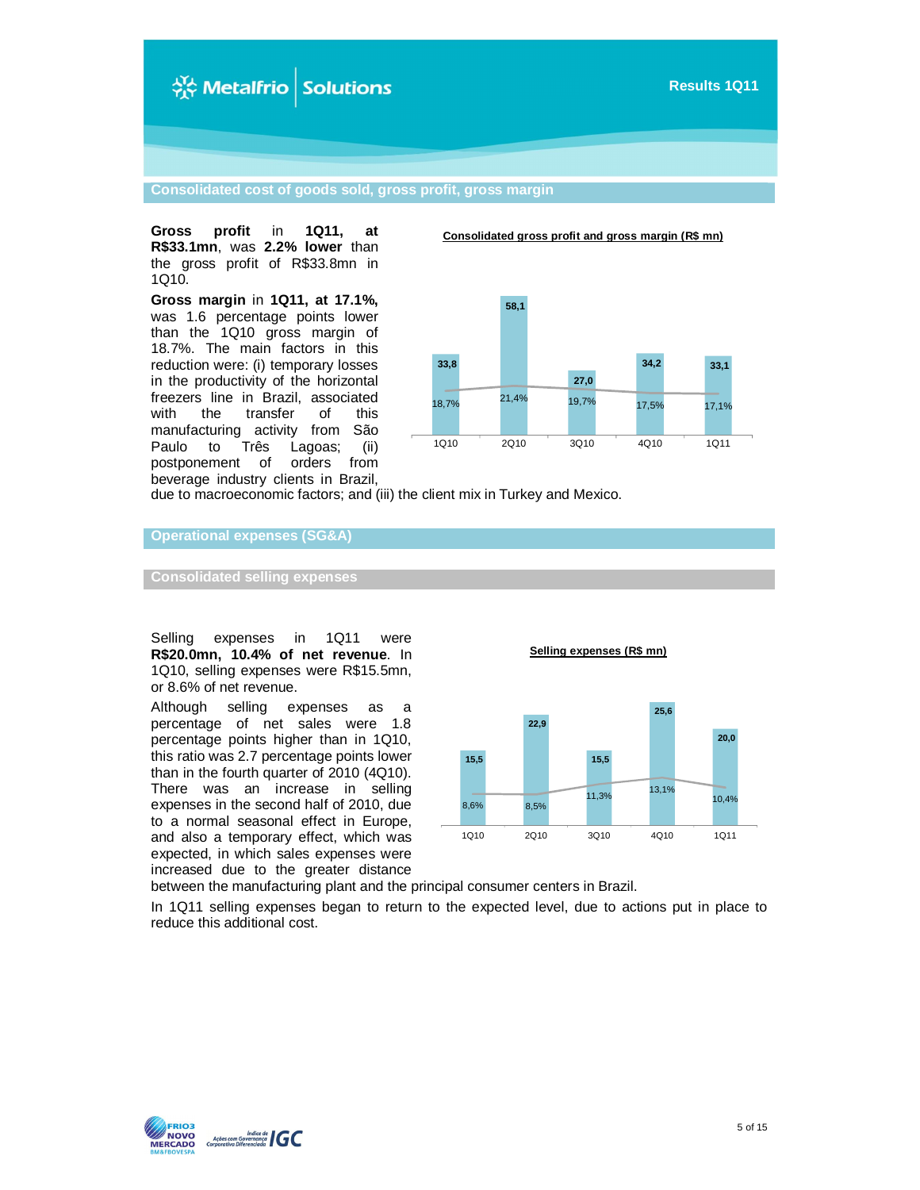## Consolidated cost of goods sold, gross profit, gross margin

**Gross profit** in **1Q11, at R$33.1mn**, was **2.2% lower** than the gross profit of R$33.8mn in 1Q10.

**Gross margin** in **1Q11, at 17.1%,** was 1.6 percentage points lower than the 1Q10 gross margin of 18.7%. The main factors in this reduction were: (i) temporary losses in the productivity of the horizontal freezers line in Brazil, associated with the transfer of this manufacturing activity from São Paulo to Três Lagoas; (ii) postponement of orders from beverage industry clients in Brazil, due to macroeconomic factors; and (iii) the client mix in Turkey and Mexico.

**Consolidated gross profit and gross margin (R$ mn)**

| | 1Q10 | 2Q10 | 3Q10 | 4Q10 | 1Q11 |
|---|---|---|---|---|---|
| Gross profit | 33,8 | 58,1 | 27,0 | 34,2 | 33,1 |
| Gross margin | 18,7% | 21,4% | 19,7% | 17,5% | 17,1% |

## Operational expenses (SG&A)

### Consolidated selling expenses

Selling expenses in 1Q11 were **R$20.0mn, 10.4% of net revenue**. In 1Q10, selling expenses were R$15.5mn, or 8.6% of net revenue.

Although selling expenses as a percentage of net sales were 1.8 percentage points higher than in 1Q10, this ratio was 2.7 percentage points lower than in the fourth quarter of 2010 (4Q10). There was an increase in selling expenses in the second half of 2010, due to a normal seasonal effect in Europe, and also a temporary effect, which was expected, in which sales expenses were increased due to the greater distance between the manufacturing plant and the principal consumer centers in Brazil.

In 1Q11 selling expenses began to return to the expected level, due to actions put in place to reduce this additional cost.

**Selling expenses (R$ mn)**

| | 1Q10 | 2Q10 | 3Q10 | 4Q10 | 1Q11 |
|---|---|---|---|---|---|
| Selling expenses | 15,5 | 22,9 | 15,5 | 25,6 | 20,0 |
| % of net revenue | 8,6% | 8,5% | 11,3% | 13,1% | 10,4% |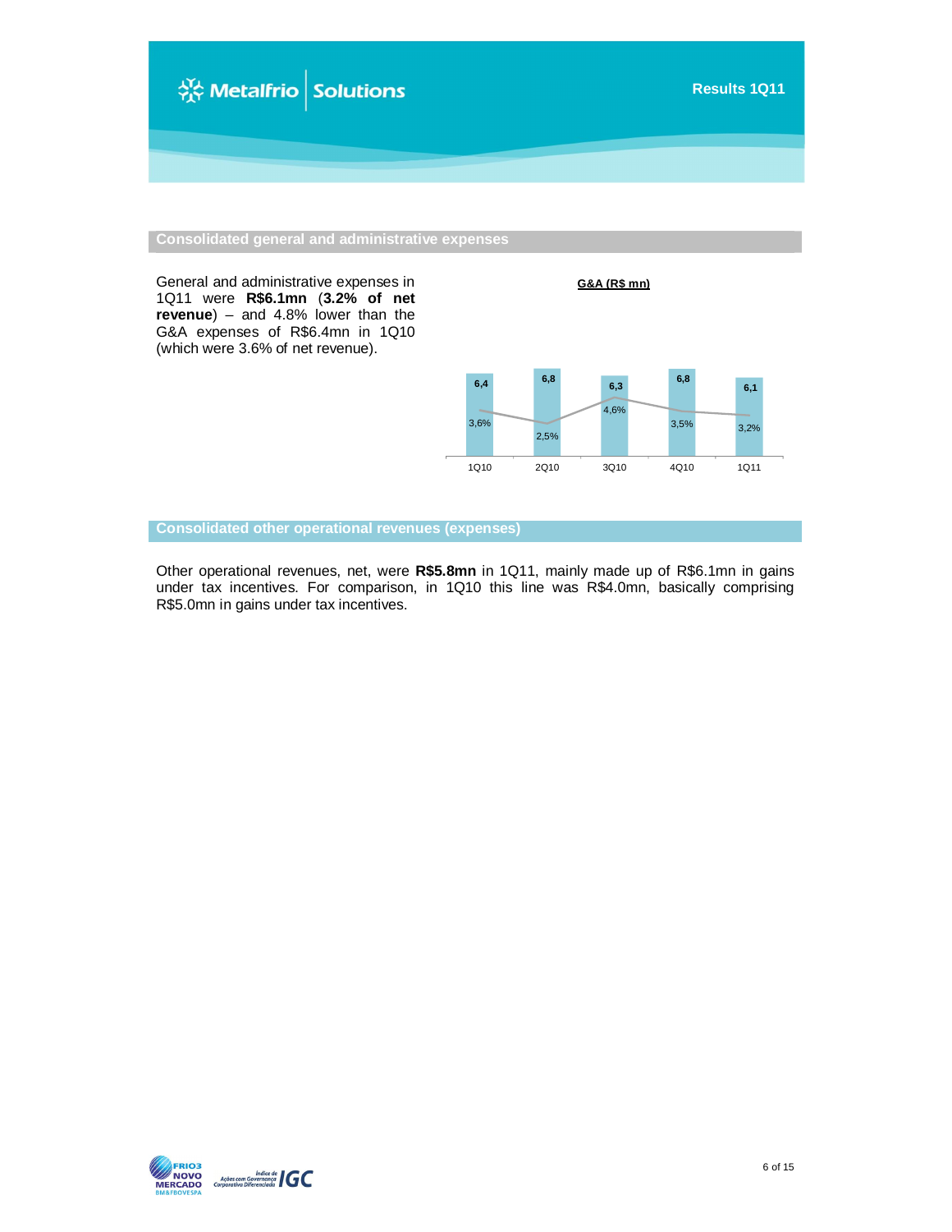## Consolidated general and administrative expenses

General and administrative expenses in 1Q11 were **R$6.1mn** (**3.2% of net revenue**) – and 4.8% lower than the G&A expenses of R$6.4mn in 1Q10 (which were 3.6% of net revenue).

**G&A (R$ mn)**

| | 1Q10 | 2Q10 | 3Q10 | 4Q10 | 1Q11 |
|---|---|---|---|---|---|
| G&A (R$ mn) | 6,4 | 6,8 | 6,3 | 6,8 | 6,1 |
| % of net revenue | 3,6% | 2,5% | 4,6% | 3,5% | 3,2% |

## Consolidated other operational revenues (expenses)

Other operational revenues, net, were **R$5.8mn** in 1Q11, mainly made up of R$6.1mn in gains under tax incentives. For comparison, in 1Q10 this line was R$4.0mn, basically comprising R$5.0mn in gains under tax incentives.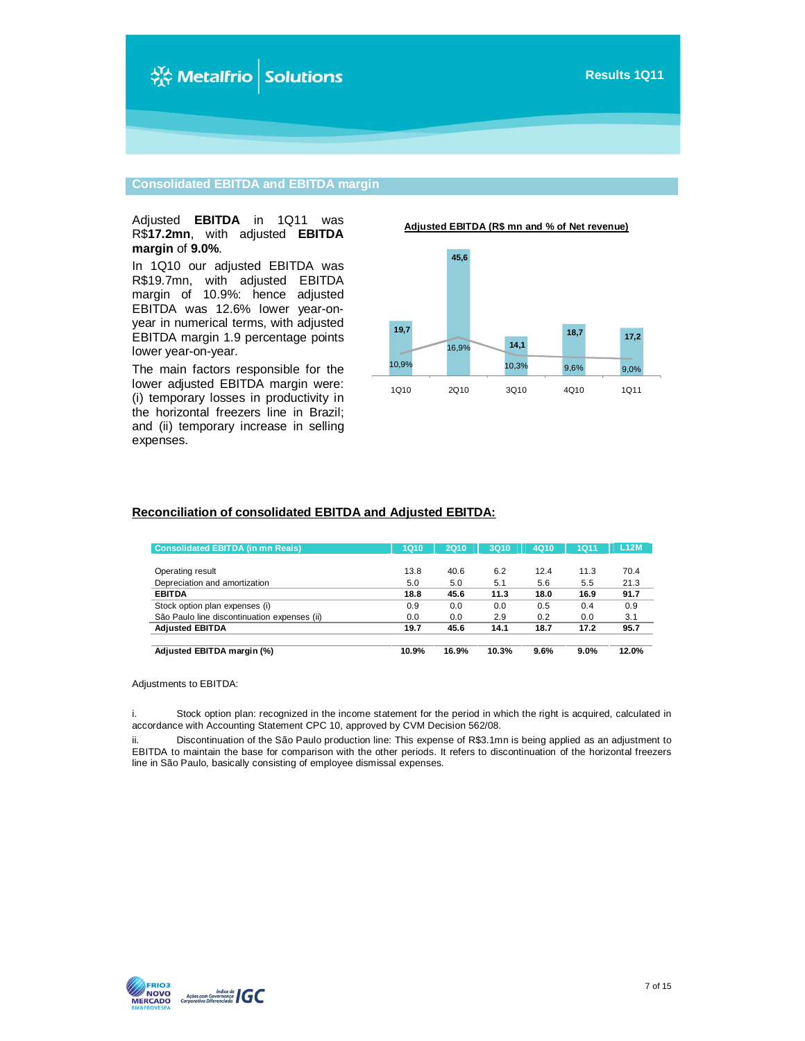## Consolidated EBITDA and EBITDA margin

Adjusted **EBITDA** in 1Q11 was R$**17.2mn**, with adjusted **EBITDA margin** of **9.0%**.

In 1Q10 our adjusted EBITDA was R$19.7mn, with adjusted EBITDA margin of 10.9%: hence adjusted EBITDA was 12.6% lower year-on-year in numerical terms, with adjusted EBITDA margin 1.9 percentage points lower year-on-year.

The main factors responsible for the lower adjusted EBITDA margin were: (i) temporary losses in productivity in the horizontal freezers line in Brazil; and (ii) temporary increase in selling expenses.

**Adjusted EBITDA (R$ mn and % of Net revenue)**

| | 1Q10 | 2Q10 | 3Q10 | 4Q10 | 1Q11 |
|---|---|---|---|---|---|
| Adjusted EBITDA (R$ mn) | 19,7 | 45,6 | 14,1 | 18,7 | 17,2 |
| % of Net revenue | 10,9% | 16,9% | 10,3% | 9,6% | 9,0% |

### Reconciliation of consolidated EBITDA and Adjusted EBITDA:

| Consolidated EBITDA (in mn Reais) | 1Q10 | 2Q10 | 3Q10 | 4Q10 | 1Q11 | L12M |
|---|---|---|---|---|---|---|
| Operating result | 13.8 | 40.6 | 6.2 | 12.4 | 11.3 | 70.4 |
| Depreciation and amortization | 5.0 | 5.0 | 5.1 | 5.6 | 5.5 | 21.3 |
| **EBITDA** | **18.8** | **45.6** | **11.3** | **18.0** | **16.9** | **91.7** |
| Stock option plan expenses (i) | 0.9 | 0.0 | 0.0 | 0.5 | 0.4 | 0.9 |
| São Paulo line discontinuation expenses (ii) | 0.0 | 0.0 | 2.9 | 0.2 | 0.0 | 3.1 |
| **Adjusted EBITDA** | **19.7** | **45.6** | **14.1** | **18.7** | **17.2** | **95.7** |
| **Adjusted EBITDA margin (%)** | **10.9%** | **16.9%** | **10.3%** | **9.6%** | **9.0%** | **12.0%** |

Adjustments to EBITDA:

i. Stock option plan: recognized in the income statement for the period in which the right is acquired, calculated in accordance with Accounting Statement CPC 10, approved by CVM Decision 562/08.

ii. Discontinuation of the São Paulo production line: This expense of R$3.1mn is being applied as an adjustment to EBITDA to maintain the base for comparison with the other periods. It refers to discontinuation of the horizontal freezers line in São Paulo, basically consisting of employee dismissal expenses.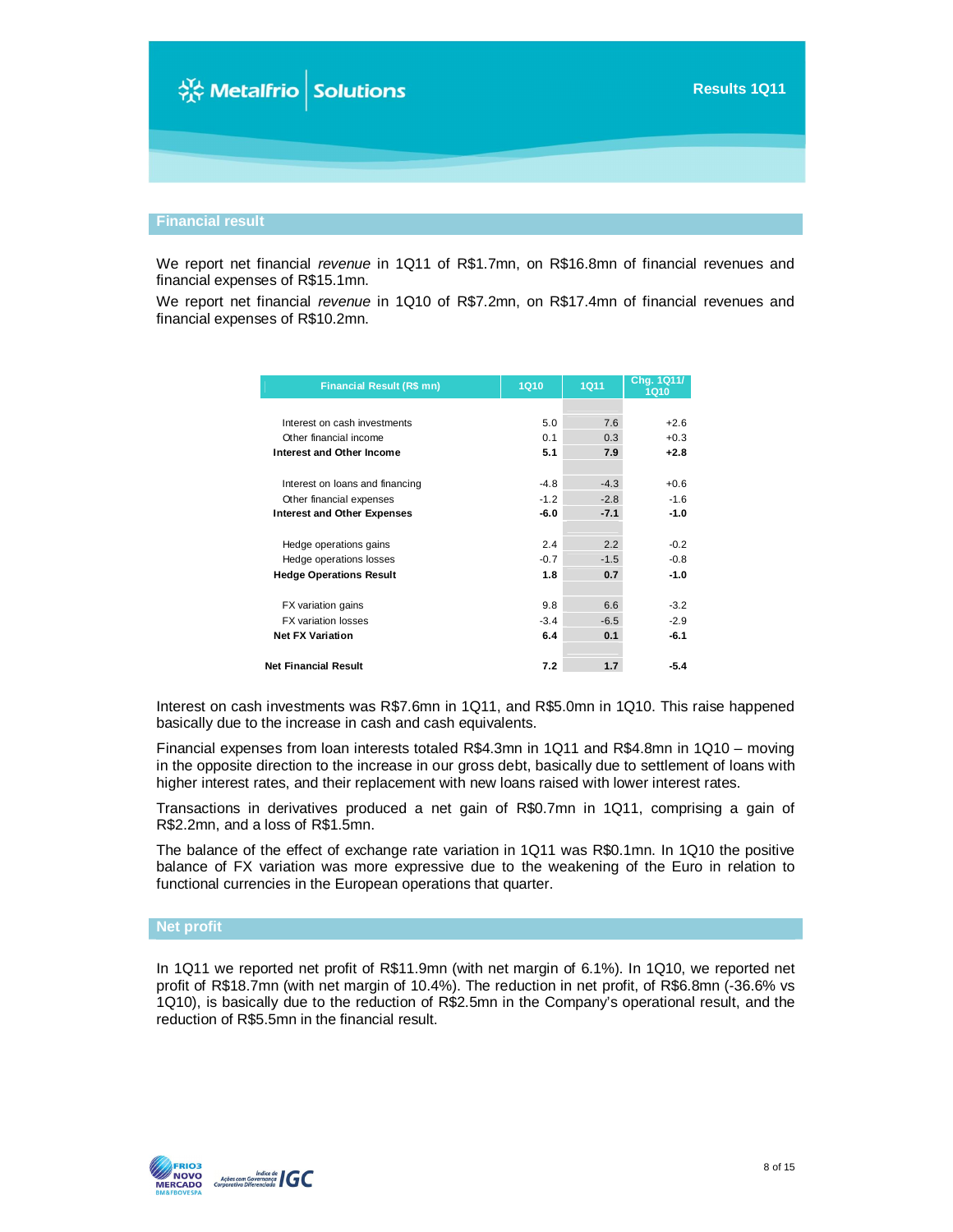## Financial result

We report net financial *revenue* in 1Q11 of R$1.7mn, on R$16.8mn of financial revenues and financial expenses of R$15.1mn.

We report net financial *revenue* in 1Q10 of R$7.2mn, on R$17.4mn of financial revenues and financial expenses of R$10.2mn.

| Financial Result (R$ mn) | 1Q10 | 1Q11 | Chg. 1Q11/ 1Q10 |
|---|---|---|---|
| Interest on cash investments | 5.0 | 7.6 | +2.6 |
| Other financial income | 0.1 | 0.3 | +0.3 |
| **Interest and Other Income** | **5.1** | **7.9** | **+2.8** |
| Interest on loans and financing | -4.8 | -4.3 | +0.6 |
| Other financial expenses | -1.2 | -2.8 | -1.6 |
| **Interest and Other Expenses** | **-6.0** | **-7.1** | **-1.0** |
| Hedge operations gains | 2.4 | 2.2 | -0.2 |
| Hedge operations losses | -0.7 | -1.5 | -0.8 |
| **Hedge Operations Result** | **1.8** | **0.7** | **-1.0** |
| FX variation gains | 9.8 | 6.6 | -3.2 |
| FX variation losses | -3.4 | -6.5 | -2.9 |
| **Net FX Variation** | **6.4** | **0.1** | **-6.1** |
| **Net Financial Result** | **7.2** | **1.7** | **-5.4** |

Interest on cash investments was R$7.6mn in 1Q11, and R$5.0mn in 1Q10. This raise happened basically due to the increase in cash and cash equivalents.

Financial expenses from loan interests totaled R$4.3mn in 1Q11 and R$4.8mn in 1Q10 – moving in the opposite direction to the increase in our gross debt, basically due to settlement of loans with higher interest rates, and their replacement with new loans raised with lower interest rates.

Transactions in derivatives produced a net gain of R$0.7mn in 1Q11, comprising a gain of R$2.2mn, and a loss of R$1.5mn.

The balance of the effect of exchange rate variation in 1Q11 was R$0.1mn. In 1Q10 the positive balance of FX variation was more expressive due to the weakening of the Euro in relation to functional currencies in the European operations that quarter.

## Net profit

In 1Q11 we reported net profit of R$11.9mn (with net margin of 6.1%). In 1Q10, we reported net profit of R$18.7mn (with net margin of 10.4%). The reduction in net profit, of R$6.8mn (-36.6% vs 1Q10), is basically due to the reduction of R$2.5mn in the Company's operational result, and the reduction of R$5.5mn in the financial result.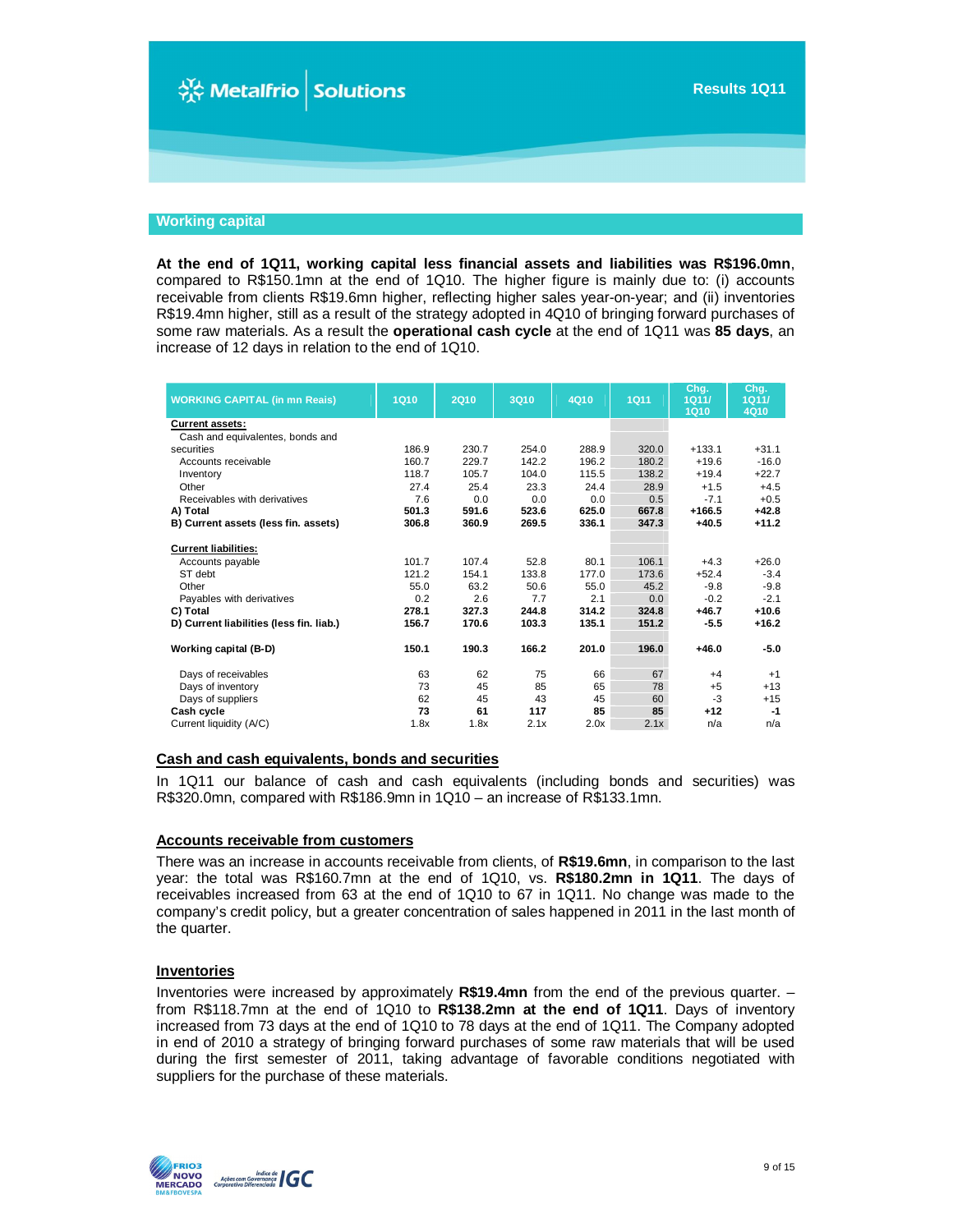## Working capital

**At the end of 1Q11, working capital less financial assets and liabilities was R$196.0mn**, compared to R$150.1mn at the end of 1Q10. The higher figure is mainly due to: (i) accounts receivable from clients R$19.6mn higher, reflecting higher sales year-on-year; and (ii) inventories R$19.4mn higher, still as a result of the strategy adopted in 4Q10 of bringing forward purchases of some raw materials. As a result the **operational cash cycle** at the end of 1Q11 was **85 days**, an increase of 12 days in relation to the end of 1Q10.

| WORKING CAPITAL (in mn Reais) | 1Q10 | 2Q10 | 3Q10 | 4Q10 | 1Q11 | Chg. 1Q11/ 1Q10 | Chg. 1Q11/ 4Q10 |
|---|---|---|---|---|---|---|---|
| **Current assets:** | | | | | | | |
| Cash and equivalentes, bonds and securities | 186.9 | 230.7 | 254.0 | 288.9 | 320.0 | +133.1 | +31.1 |
| Accounts receivable | 160.7 | 229.7 | 142.2 | 196.2 | 180.2 | +19.6 | -16.0 |
| Inventory | 118.7 | 105.7 | 104.0 | 115.5 | 138.2 | +19.4 | +22.7 |
| Other | 27.4 | 25.4 | 23.3 | 24.4 | 28.9 | +1.5 | +4.5 |
| Receivables with derivatives | 7.6 | 0.0 | 0.0 | 0.0 | 0.5 | -7.1 | +0.5 |
| **A) Total** | **501.3** | **591.6** | **523.6** | **625.0** | **667.8** | **+166.5** | **+42.8** |
| **B) Current assets (less fin. assets)** | **306.8** | **360.9** | **269.5** | **336.1** | **347.3** | **+40.5** | **+11.2** |
| | | | | | | | |
| **Current liabilities:** | | | | | | | |
| Accounts payable | 101.7 | 107.4 | 52.8 | 80.1 | 106.1 | +4.3 | +26.0 |
| ST debt | 121.2 | 154.1 | 133.8 | 177.0 | 173.6 | +52.4 | -3.4 |
| Other | 55.0 | 63.2 | 50.6 | 55.0 | 45.2 | -9.8 | -9.8 |
| Payables with derivatives | 0.2 | 2.6 | 7.7 | 2.1 | 0.0 | -0.2 | -2.1 |
| **C) Total** | **278.1** | **327.3** | **244.8** | **314.2** | **324.8** | **+46.7** | **+10.6** |
| **D) Current liabilities (less fin. liab.)** | **156.7** | **170.6** | **103.3** | **135.1** | **151.2** | **-5.5** | **+16.2** |
| | | | | | | | |
| **Working capital (B-D)** | **150.1** | **190.3** | **166.2** | **201.0** | **196.0** | **+46.0** | **-5.0** |
| | | | | | | | |
| Days of receivables | 63 | 62 | 75 | 66 | 67 | +4 | +1 |
| Days of inventory | 73 | 45 | 85 | 65 | 78 | +5 | +13 |
| Days of suppliers | 62 | 45 | 43 | 45 | 60 | -3 | +15 |
| **Cash cycle** | **73** | **61** | **117** | **85** | **85** | **+12** | **-1** |
| Current liquidity (A/C) | 1.8x | 1.8x | 2.1x | 2.0x | 2.1x | n/a | n/a |

### Cash and cash equivalents, bonds and securities

In 1Q11 our balance of cash and cash equivalents (including bonds and securities) was R$320.0mn, compared with R$186.9mn in 1Q10 – an increase of R$133.1mn.

### Accounts receivable from customers

There was an increase in accounts receivable from clients, of **R$19.6mn**, in comparison to the last year: the total was R$160.7mn at the end of 1Q10, vs. **R$180.2mn in 1Q11**. The days of receivables increased from 63 at the end of 1Q10 to 67 in 1Q11. No change was made to the company's credit policy, but a greater concentration of sales happened in 2011 in the last month of the quarter.

### Inventories

Inventories were increased by approximately **R$19.4mn** from the end of the previous quarter. – from R$118.7mn at the end of 1Q10 to **R$138.2mn at the end of 1Q11**. Days of inventory increased from 73 days at the end of 1Q10 to 78 days at the end of 1Q11. The Company adopted in end of 2010 a strategy of bringing forward purchases of some raw materials that will be used during the first semester of 2011, taking advantage of favorable conditions negotiated with suppliers for the purchase of these materials.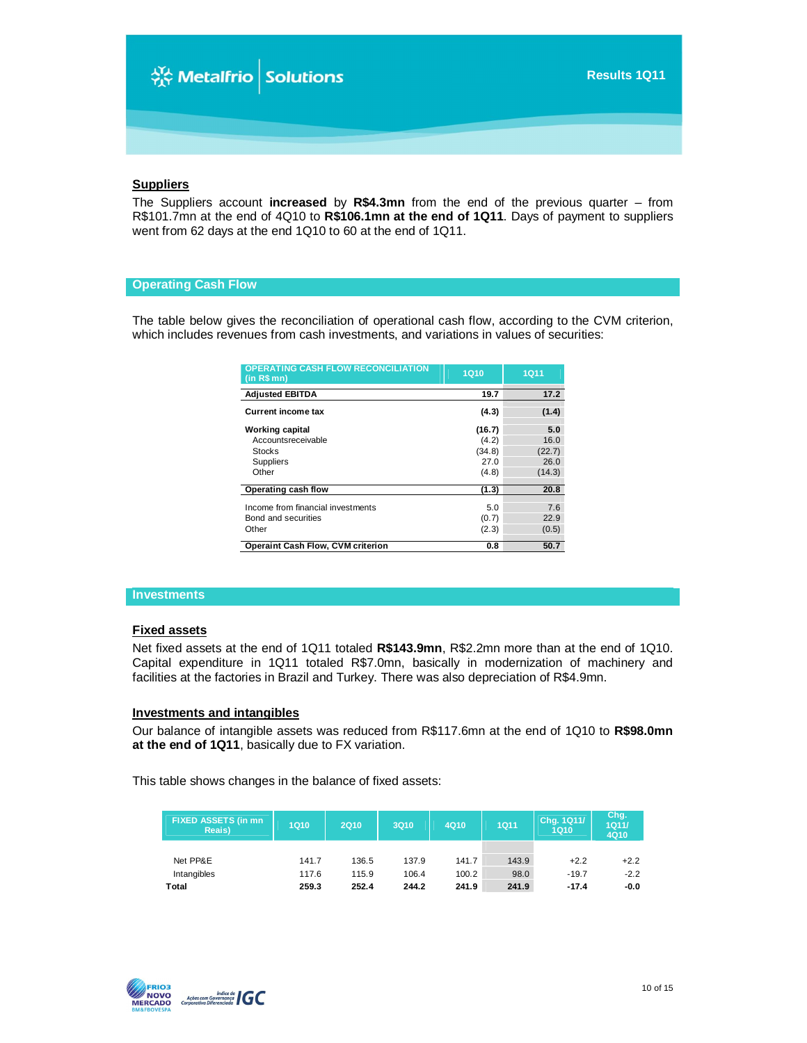## Suppliers

The Suppliers account **increased** by **R$4.3mn** from the end of the previous quarter – from R$101.7mn at the end of 4Q10 to **R$106.1mn at the end of 1Q11**. Days of payment to suppliers went from 62 days at the end 1Q10 to 60 at the end of 1Q11.

## Operating Cash Flow

The table below gives the reconciliation of operational cash flow, according to the CVM criterion, which includes revenues from cash investments, and variations in values of securities:

| OPERATING CASH FLOW RECONCILIATION (in R$ mn) | 1Q10 | 1Q11 |
|---|---|---|
| **Adjusted EBITDA** | **19.7** | **17.2** |
| **Current income tax** | **(4.3)** | **(1.4)** |
| **Working capital** | **(16.7)** | **5.0** |
| Accountsreceivable | (4.2) | 16.0 |
| Stocks | (34.8) | (22.7) |
| Suppliers | 27.0 | 26.0 |
| Other | (4.8) | (14.3) |
| **Operating cash flow** | **(1.3)** | **20.8** |
| Income from financial investments | 5.0 | 7.6 |
| Bond and securities | (0.7) | 22.9 |
| Other | (2.3) | (0.5) |
| **Operaint Cash Flow, CVM criterion** | **0.8** | **50.7** |

## Investments

### Fixed assets

Net fixed assets at the end of 1Q11 totaled **R$143.9mn**, R$2.2mn more than at the end of 1Q10. Capital expenditure in 1Q11 totaled R$7.0mn, basically in modernization of machinery and facilities at the factories in Brazil and Turkey. There was also depreciation of R$4.9mn.

### Investments and intangibles

Our balance of intangible assets was reduced from R$117.6mn at the end of 1Q10 to **R$98.0mn at the end of 1Q11**, basically due to FX variation.

This table shows changes in the balance of fixed assets:

| FIXED ASSETS (in mn Reais) | 1Q10 | 2Q10 | 3Q10 | 4Q10 | 1Q11 | Chg. 1Q11/ 1Q10 | Chg. 1Q11/ 4Q10 |
|---|---|---|---|---|---|---|---|
| Net PP&E | 141.7 | 136.5 | 137.9 | 141.7 | 143.9 | +2.2 | +2.2 |
| Intangibles | 117.6 | 115.9 | 106.4 | 100.2 | 98.0 | -19.7 | -2.2 |
| **Total** | **259.3** | **252.4** | **244.2** | **241.9** | **241.9** | **-17.4** | **-0.0** |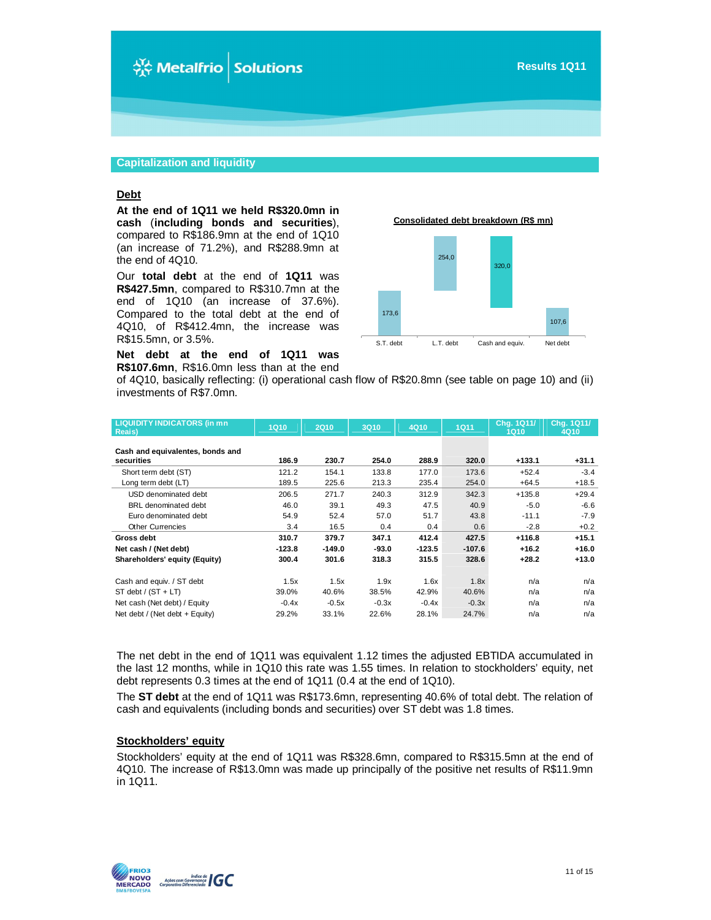## Capitalization and liquidity

### Debt

**At the end of 1Q11 we held R$320.0mn in cash** (**including bonds and securities**), compared to R$186.9mn at the end of 1Q10 (an increase of 71.2%), and R$288.9mn at the end of 4Q10.

Our **total debt** at the end of **1Q11** was **R$427.5mn**, compared to R$310.7mn at the end of 1Q10 (an increase of 37.6%). Compared to the total debt at the end of 4Q10, of R$412.4mn, the increase was R$15.5mn, or 3.5%.

**Consolidated debt breakdown (R$ mn)**

| | S.T. debt | L.T. debt | Cash and equiv. | Net debt |
|---|---|---|---|---|
| R$ mn | 173,6 | 254,0 | 320,0 | 107,6 |

**Net debt at the end of 1Q11 was R$107.6mn**, R$16.0mn less than at the end of 4Q10, basically reflecting: (i) operational cash flow of R$20.8mn (see table on page 10) and (ii) investments of R$7.0mn.

| LIQUIDITY INDICATORS (in mn Reais) | 1Q10 | 2Q10 | 3Q10 | 4Q10 | 1Q11 | Chg. 1Q11/ 1Q10 | Chg. 1Q11/ 4Q10 |
|---|---|---|---|---|---|---|---|
| **Cash and equivalentes, bonds and securities** | **186.9** | **230.7** | **254.0** | **288.9** | **320.0** | **+133.1** | **+31.1** |
| Short term debt (ST) | 121.2 | 154.1 | 133.8 | 177.0 | 173.6 | +52.4 | -3.4 |
| Long term debt (LT) | 189.5 | 225.6 | 213.3 | 235.4 | 254.0 | +64.5 | +18.5 |
| USD denominated debt | 206.5 | 271.7 | 240.3 | 312.9 | 342.3 | +135.8 | +29.4 |
| BRL denominated debt | 46.0 | 39.1 | 49.3 | 47.5 | 40.9 | -5.0 | -6.6 |
| Euro denominated debt | 54.9 | 52.4 | 57.0 | 51.7 | 43.8 | -11.1 | -7.9 |
| Other Currencies | 3.4 | 16.5 | 0.4 | 0.4 | 0.6 | -2.8 | +0.2 |
| **Gross debt** | **310.7** | **379.7** | **347.1** | **412.4** | **427.5** | **+116.8** | **+15.1** |
| **Net cash / (Net debt)** | **-123.8** | **-149.0** | **-93.0** | **-123.5** | **-107.6** | **+16.2** | **+16.0** |
| **Shareholders' equity (Equity)** | **300.4** | **301.6** | **318.3** | **315.5** | **328.6** | **+28.2** | **+13.0** |
| Cash and equiv. / ST debt | 1.5x | 1.5x | 1.9x | 1.6x | 1.8x | n/a | n/a |
| ST debt / (ST + LT) | 39.0% | 40.6% | 38.5% | 42.9% | 40.6% | n/a | n/a |
| Net cash (Net debt) / Equity | -0.4x | -0.5x | -0.3x | -0.4x | -0.3x | n/a | n/a |
| Net debt / (Net debt + Equity) | 29.2% | 33.1% | 22.6% | 28.1% | 24.7% | n/a | n/a |

The net debt in the end of 1Q11 was equivalent 1.12 times the adjusted EBTIDA accumulated in the last 12 months, while in 1Q10 this rate was 1.55 times. In relation to stockholders' equity, net debt represents 0.3 times at the end of 1Q11 (0.4 at the end of 1Q10).

The **ST debt** at the end of 1Q11 was R$173.6mn, representing 40.6% of total debt. The relation of cash and equivalents (including bonds and securities) over ST debt was 1.8 times.

### Stockholders' equity

Stockholders' equity at the end of 1Q11 was R$328.6mn, compared to R$315.5mn at the end of 4Q10. The increase of R$13.0mn was made up principally of the positive net results of R$11.9mn in 1Q11.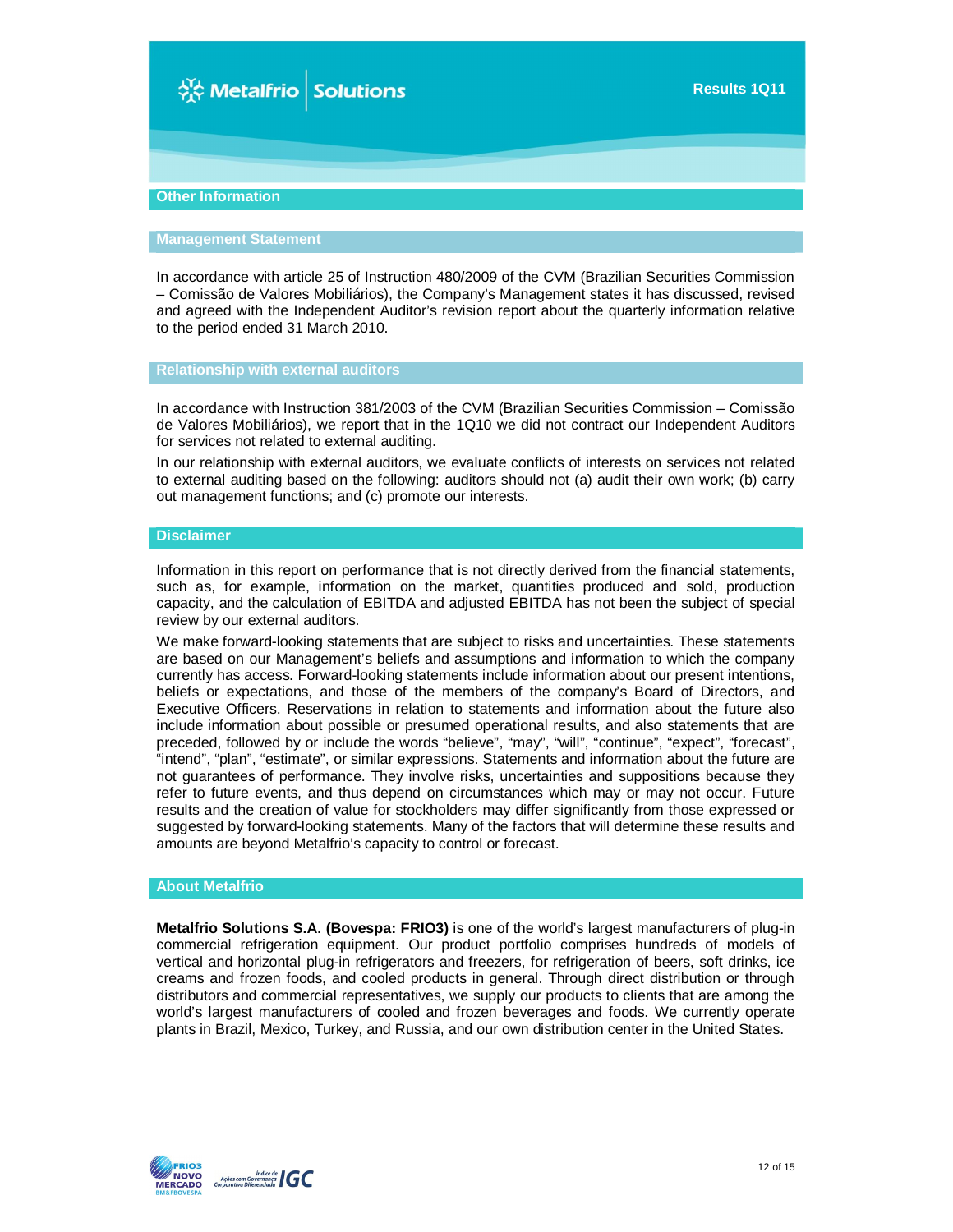## Other Information

### Management Statement

In accordance with article 25 of Instruction 480/2009 of the CVM (Brazilian Securities Commission – Comissão de Valores Mobiliários), the Company's Management states it has discussed, revised and agreed with the Independent Auditor's revision report about the quarterly information relative to the period ended 31 March 2010.

### Relationship with external auditors

In accordance with Instruction 381/2003 of the CVM (Brazilian Securities Commission – Comissão de Valores Mobiliários), we report that in the 1Q10 we did not contract our Independent Auditors for services not related to external auditing.

In our relationship with external auditors, we evaluate conflicts of interests on services not related to external auditing based on the following: auditors should not (a) audit their own work; (b) carry out management functions; and (c) promote our interests.

## Disclaimer

Information in this report on performance that is not directly derived from the financial statements, such as, for example, information on the market, quantities produced and sold, production capacity, and the calculation of EBITDA and adjusted EBITDA has not been the subject of special review by our external auditors.

We make forward-looking statements that are subject to risks and uncertainties. These statements are based on our Management's beliefs and assumptions and information to which the company currently has access. Forward-looking statements include information about our present intentions, beliefs or expectations, and those of the members of the company's Board of Directors, and Executive Officers. Reservations in relation to statements and information about the future also include information about possible or presumed operational results, and also statements that are preceded, followed by or include the words "believe", "may", "will", "continue", "expect", "forecast", "intend", "plan", "estimate", or similar expressions. Statements and information about the future are not guarantees of performance. They involve risks, uncertainties and suppositions because they refer to future events, and thus depend on circumstances which may or may not occur. Future results and the creation of value for stockholders may differ significantly from those expressed or suggested by forward-looking statements. Many of the factors that will determine these results and amounts are beyond Metalfrio's capacity to control or forecast.

## About Metalfrio

**Metalfrio Solutions S.A. (Bovespa: FRIO3)** is one of the world's largest manufacturers of plug-in commercial refrigeration equipment. Our product portfolio comprises hundreds of models of vertical and horizontal plug-in refrigerators and freezers, for refrigeration of beers, soft drinks, ice creams and frozen foods, and cooled products in general. Through direct distribution or through distributors and commercial representatives, we supply our products to clients that are among the world's largest manufacturers of cooled and frozen beverages and foods. We currently operate plants in Brazil, Mexico, Turkey, and Russia, and our own distribution center in the United States.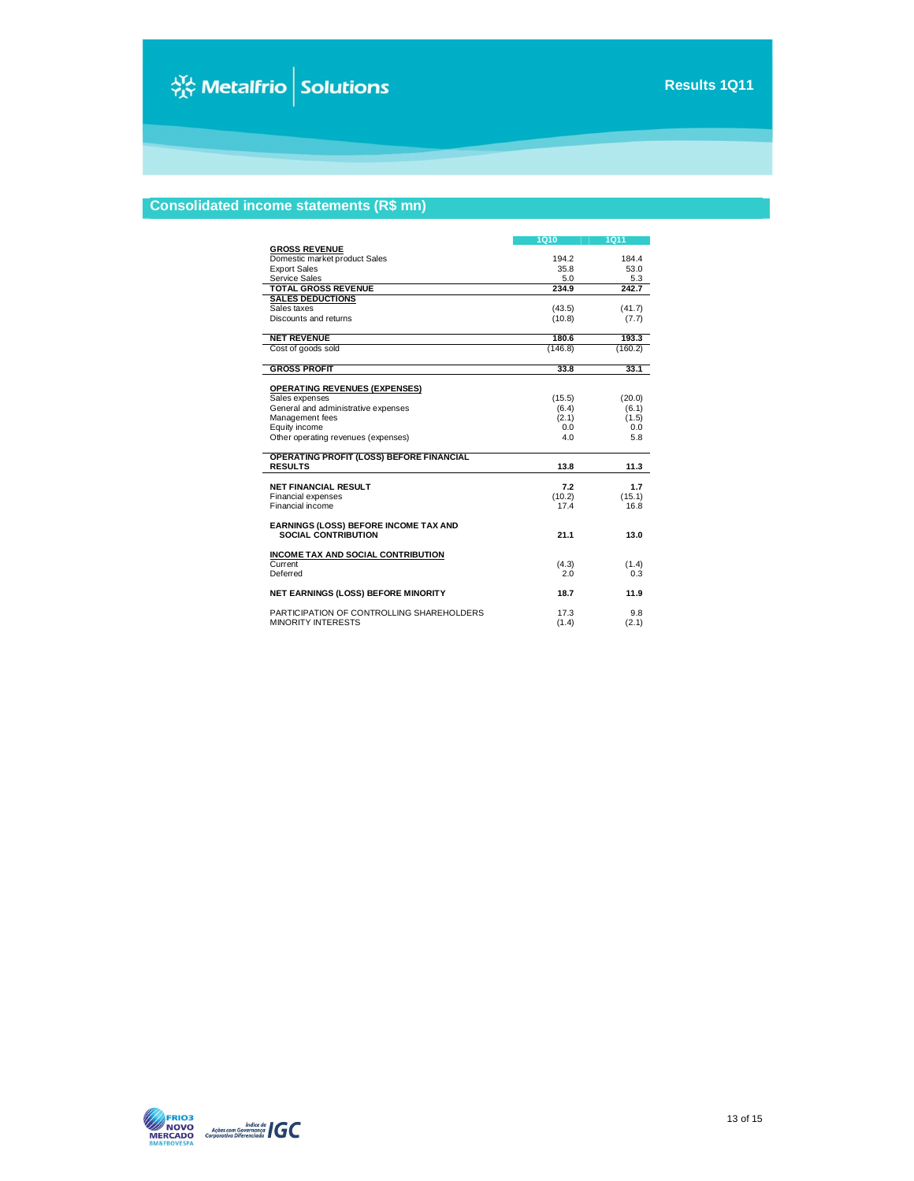## Consolidated income statements (R$ mn)

| | 1Q10 | 1Q11 |
|---|---|---|
| **GROSS REVENUE** | | |
| Domestic market product Sales | 194.2 | 184.4 |
| Export Sales | 35.8 | 53.0 |
| Service Sales | 5.0 | 5.3 |
| **TOTAL GROSS REVENUE** | **234.9** | **242.7** |
| **SALES DEDUCTIONS** | | |
| Sales taxes | (43.5) | (41.7) |
| Discounts and returns | (10.8) | (7.7) |
| **NET REVENUE** | **180.6** | **193.3** |
| Cost of goods sold | (146.8) | (160.2) |
| **GROSS PROFIT** | **33.8** | **33.1** |
| **OPERATING REVENUES (EXPENSES)** | | |
| Sales expenses | (15.5) | (20.0) |
| General and administrative expenses | (6.4) | (6.1) |
| Management fees | (2.1) | (1.5) |
| Equity income | 0.0 | 0.0 |
| Other operating revenues (expenses) | 4.0 | 5.8 |
| **OPERATING PROFIT (LOSS) BEFORE FINANCIAL RESULTS** | **13.8** | **11.3** |
| **NET FINANCIAL RESULT** | **7.2** | **1.7** |
| Financial expenses | (10.2) | (15.1) |
| Financial income | 17.4 | 16.8 |
| **EARNINGS (LOSS) BEFORE INCOME TAX AND SOCIAL CONTRIBUTION** | **21.1** | **13.0** |
| **INCOME TAX AND SOCIAL CONTRIBUTION** | | |
| Current | (4.3) | (1.4) |
| Deferred | 2.0 | 0.3 |
| **NET EARNINGS (LOSS) BEFORE MINORITY** | **18.7** | **11.9** |
| PARTICIPATION OF CONTROLLING SHAREHOLDERS | 17.3 | 9.8 |
| MINORITY INTERESTS | (1.4) | (2.1) |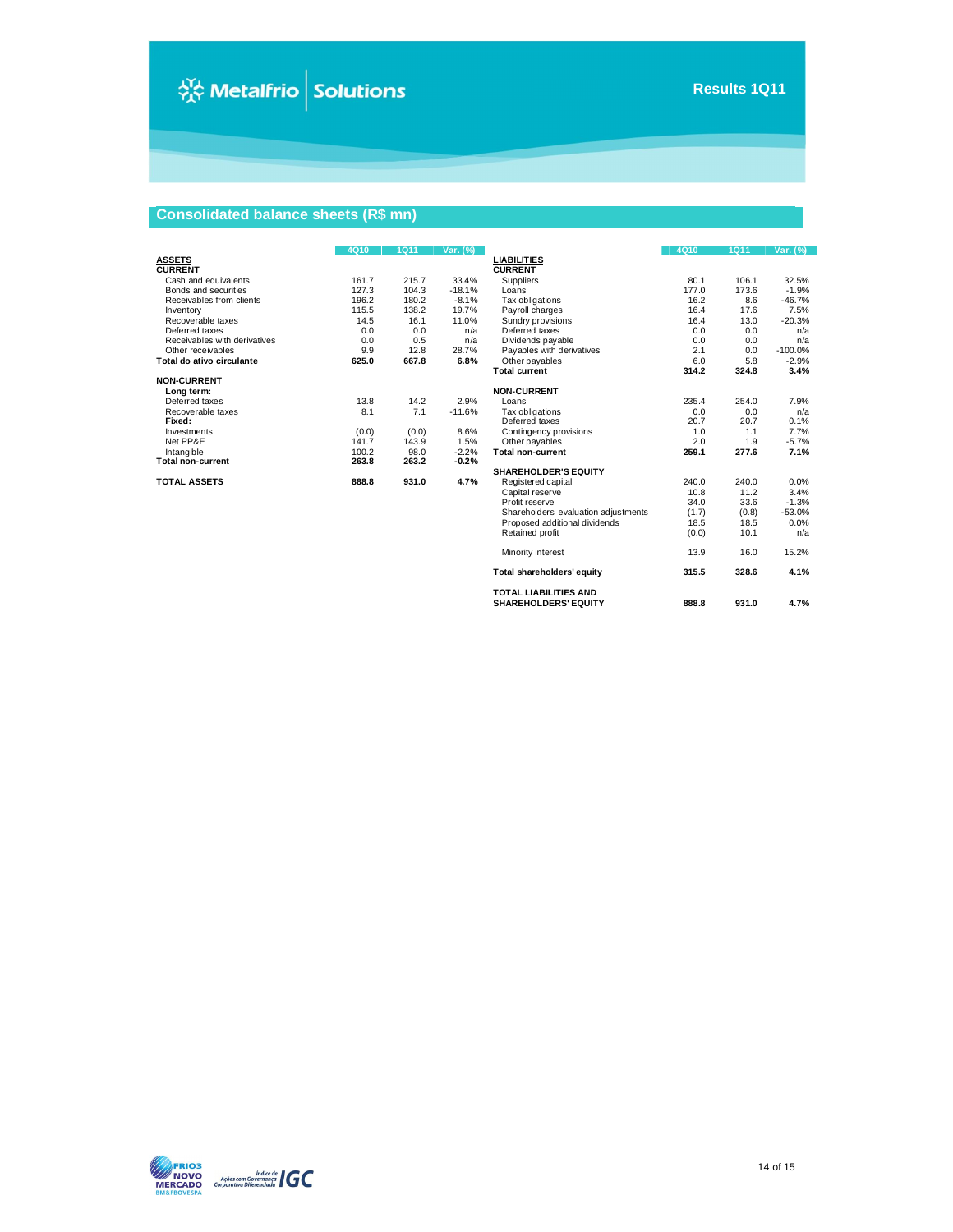## Consolidated balance sheets (R$ mn)

| | 4Q10 | 1Q11 | Var. (%) |
|---|---|---|---|
| **ASSETS** | | | |
| **CURRENT** | | | |
| Cash and equivalents | 161.7 | 215.7 | 33.4% |
| Bonds and securities | 127.3 | 104.3 | -18.1% |
| Receivables from clients | 196.2 | 180.2 | -8.1% |
| Inventory | 115.5 | 138.2 | 19.7% |
| Recoverable taxes | 14.5 | 16.1 | 11.0% |
| Deferred taxes | 0.0 | 0.0 | n/a |
| Receivables with derivatives | 0.0 | 0.5 | n/a |
| Other receivables | 9.9 | 12.8 | 28.7% |
| **Total do ativo circulante** | **625.0** | **667.8** | **6.8%** |
| **NON-CURRENT** | | | |
| **Long term:** | | | |
| Deferred taxes | 13.8 | 14.2 | 2.9% |
| Recoverable taxes | 8.1 | 7.1 | -11.6% |
| **Fixed:** | | | |
| Investments | (0.0) | (0.0) | 8.6% |
| Net PP&E | 141.7 | 143.9 | 1.5% |
| Intangible | 100.2 | 98.0 | -2.2% |
| **Total non-current** | **263.8** | **263.2** | **-0.2%** |
| **TOTAL ASSETS** | **888.8** | **931.0** | **4.7%** |

| | 4Q10 | 1Q11 | Var. (%) |
|---|---|---|---|
| **LIABILITIES** | | | |
| **CURRENT** | | | |
| Suppliers | 80.1 | 106.1 | 32.5% |
| Loans | 177.0 | 173.6 | -1.9% |
| Tax obligations | 16.2 | 8.6 | -46.7% |
| Payroll charges | 16.4 | 17.6 | 7.5% |
| Sundry provisions | 16.4 | 13.0 | -20.3% |
| Deferred taxes | 0.0 | 0.0 | n/a |
| Dividends payable | 0.0 | 0.0 | n/a |
| Payables with derivatives | 2.1 | 0.0 | -100.0% |
| Other payables | 6.0 | 5.8 | -2.9% |
| **Total current** | **314.2** | **324.8** | **3.4%** |
| **NON-CURRENT** | | | |
| Loans | 235.4 | 254.0 | 7.9% |
| Tax obligations | 0.0 | 0.0 | n/a |
| Deferred taxes | 20.7 | 20.7 | 0.1% |
| Contingency provisions | 1.0 | 1.1 | 7.7% |
| Other payables | 2.0 | 1.9 | -5.7% |
| **Total non-current** | **259.1** | **277.6** | **7.1%** |
| **SHAREHOLDER'S EQUITY** | | | |
| Registered capital | 240.0 | 240.0 | 0.0% |
| Capital reserve | 10.8 | 11.2 | 3.4% |
| Profit reserve | 34.0 | 33.6 | -1.3% |
| Shareholders' evaluation adjustments | (1.7) | (0.8) | -53.0% |
| Proposed additional dividends | 18.5 | 18.5 | 0.0% |
| Retained profit | (0.0) | 10.1 | n/a |
| Minority interest | 13.9 | 16.0 | 15.2% |
| **Total shareholders' equity** | **315.5** | **328.6** | **4.1%** |
| **TOTAL LIABILITIES AND SHAREHOLDERS' EQUITY** | **888.8** | **931.0** | **4.7%** |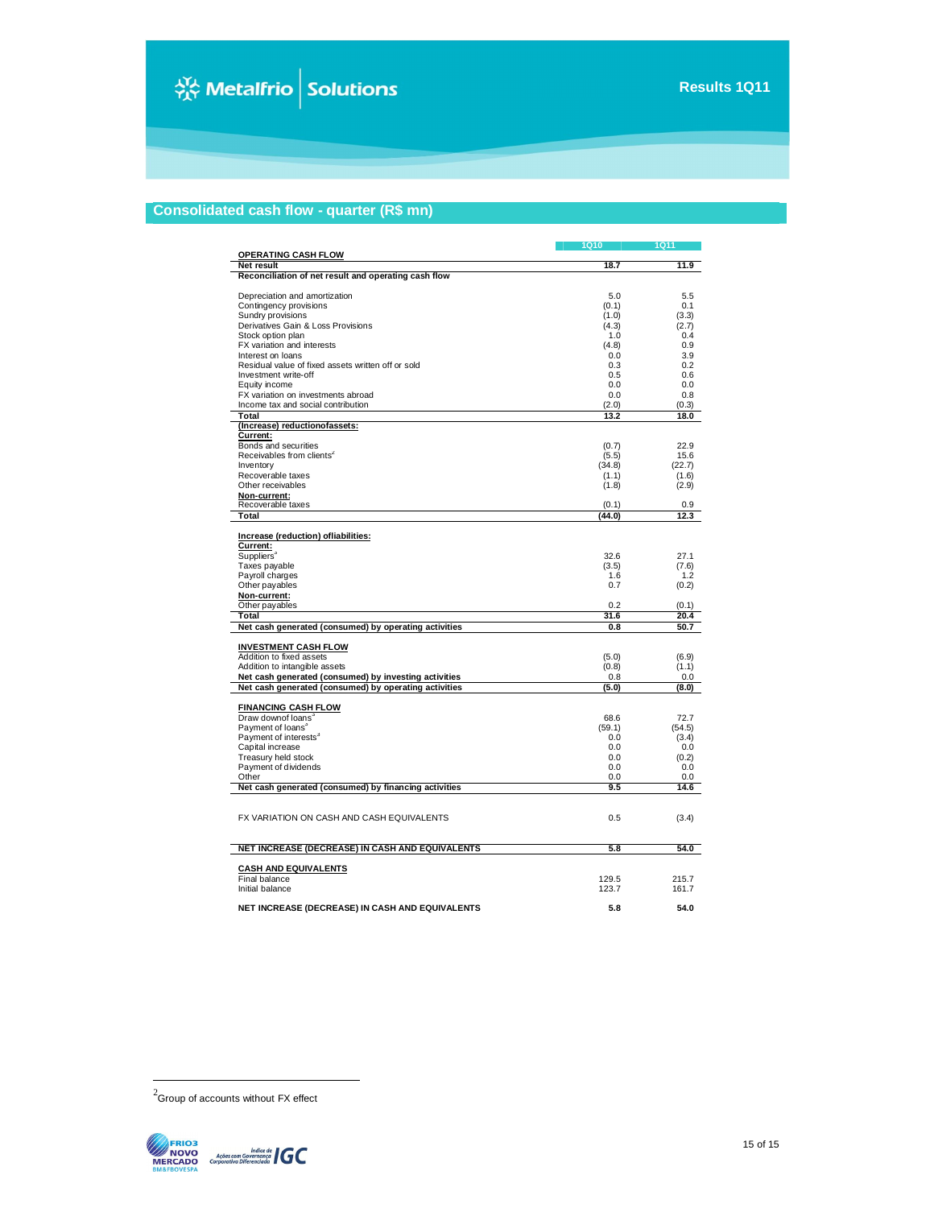## Consolidated cash flow - quarter (R$ mn)

| | 1Q10 | 1Q11 |
|---|---|---|
| **OPERATING CASH FLOW** | | |
| **Net result** | **18.7** | **11.9** |
| **Reconciliation of net result and operating cash flow** | | |
| Depreciation and amortization | 5.0 | 5.5 |
| Contingency provisions | (0.1) | 0.1 |
| Sundry provisions | (1.0) | (3.3) |
| Derivatives Gain & Loss Provisions | (4.3) | (2.7) |
| Stock option plan | 1.0 | 0.4 |
| FX variation and interests | (4.8) | 0.9 |
| Interest on loans | 0.0 | 3.9 |
| Residual value of fixed assets written off or sold | 0.3 | 0.2 |
| Investment write-off | 0.5 | 0.6 |
| Equity income | 0.0 | 0.0 |
| FX variation on investments abroad | 0.0 | 0.8 |
| Income tax and social contribution | (2.0) | (0.3) |
| **Total** | **13.2** | **18.0** |
| **(Increase) reductionofassets:** | | |
| **Current:** | | |
| Bonds and securities | (0.7) | 22.9 |
| Receivables from clients[2] | (5.5) | 15.6 |
| Inventory | (34.8) | (22.7) |
| Recoverable taxes | (1.1) | (1.6) |
| Other receivables | (1.8) | (2.9) |
| **Non-current:** | | |
| Recoverable taxes | (0.1) | 0.9 |
| **Total** | **(44.0)** | **12.3** |
| **Increase (reduction) ofliabilities:** | | |
| **Current:** | | |
| Suppliers[3] | 32.6 | 27.1 |
| Taxes payable | (3.5) | (7.6) |
| Payroll charges | 1.6 | 1.2 |
| Other payables | 0.7 | (0.2) |
| **Non-current:** | | |
| Other payables | 0.2 | (0.1) |
| **Total** | **31.6** | **20.4** |
| **Net cash generated (consumed) by operating activities** | **0.8** | **50.7** |
| **INVESTMENT CASH FLOW** | | |
| Addition to fixed assets | (5.0) | (6.9) |
| Addition to intangible assets | (0.8) | (1.1) |
| **Net cash generated (consumed) by investing activities** | 0.8 | 0.0 |
| **Net cash generated (consumed) by operating activities** | **(5.0)** | **(8.0)** |
| **FINANCING CASH FLOW** | | |
| Draw downof loans[3] | 68.6 | 72.7 |
| Payment of loans[3] | (59.1) | (54.5) |
| Payment of interests[4] | 0.0 | (3.4) |
| Capital increase | 0.0 | 0.0 |
| Treasury held stock | 0.0 | (0.2) |
| Payment of dividends | 0.0 | 0.0 |
| Other | 0.0 | 0.0 |
| **Net cash generated (consumed) by financing activities** | **9.5** | **14.6** |
| FX VARIATION ON CASH AND CASH EQUIVALENTS | 0.5 | (3.4) |
| **NET INCREASE (DECREASE) IN CASH AND EQUIVALENTS** | **5.8** | **54.0** |
| **CASH AND EQUIVALENTS** | | |
| Final balance | 129.5 | 215.7 |
| Initial balance | 123.7 | 161.7 |
| **NET INCREASE (DECREASE) IN CASH AND EQUIVALENTS** | **5.8** | **54.0** |

[2] Group of accounts without FX effect